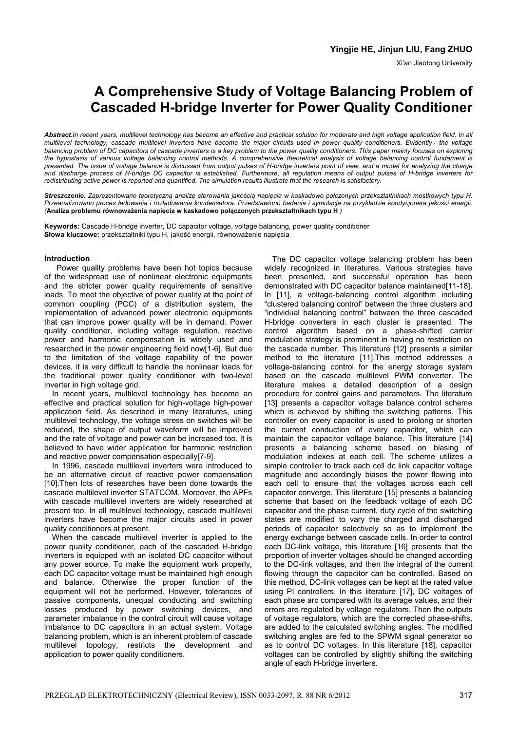**Yingjie HE, Jinjun LIU, Fang ZHUO**

Xi'an Jiaotong University

# A Comprehensive Study of Voltage Balancing Problem of Cascaded H-bridge Inverter for Power Quality Conditioner

***Abstract****.In recent years, multilevel technology has become an effective and practical solution for moderate and high voltage application field. In all multilevel technology, cascade multilevel inverters have become the major circuits used in power quality conditioners. Evidently，the voltage balancing problem of DC capacitors of cascade inverters is a key problem to the power quality conditioners. This paper mainly focuses on exploring the hypostasis of various voltage balancing control methods. A comprehensive theoretical analysis of voltage balancing control fundament is presented. The issue of voltage balance is discussed from output pulses of H-bridge inverters point of view, and a model for analyzing the charge and discharge process of H-bridge DC capacitor is established. Furthermore, all regulation means of output pulses of H-bridge inverters for redistributing active power is reported and quantified. The simulation results illustrate that the research is satisfactory.*

***Streszczenie.*** *Zaprezentowano teoretyczną analizę sterowania jakością napięcia w kaskadowo połczonych przekształtnikach mostkowych typu H. Przeanalizowano proces ładowania i rozładowania kondensatora. Przedstawiono badania i symulacje na przykładzie kondycjonera jakości energii. (***Analiza problemu równoważenia napięcia w kaskadowo połączonych przekształtnikach typu H** *)*

**Keywords:** Cascade H-bridge inverter, DC capacitor voltage, voltage balancing, power quality conditioner
**Słowa kluczowe:** przekształtniki typu H, jakość energii, równoważenie napięcia

## Introduction

Power quality problems have been hot topics because of the widespread use of nonlinear electronic equipments and the stricter power quality requirements of sensitive loads. To meet the objective of power quality at the point of common coupling (PCC) of a distribution system, the implementation of advanced power electronic equipments that can improve power quality will be in demand. Power quality conditioner, including voltage regulation, reactive power and harmonic compensation is widely used and researched in the power engineering field now[1-6]. But due to the limitation of the voltage capability of the power devices, it is very difficult to handle the nonlinear loads for the traditional power quality conditioner with two-level inverter in high voltage grid.

In recent years, multilevel technology has become an effective and practical solution for high-voltage high-power application field. As described in many literatures, using multilevel technology, the voltage stress on switches will be reduced, the shape of output waveform will be improved and the rate of voltage and power can be increased too. It is believed to have wider application for harmonic restriction and reactive power compensation especially[7-9].

In 1996, cascade multilevel inverters were introduced to be an alternative circuit of reactive power compensation [10].Then lots of researches have been done towards the cascade multilevel inverter STATCOM. Moreover, the APFs with cascade multilevel inverters are widely researched at present too. In all multilevel technology, cascade multilevel inverters have become the major circuits used in power quality conditioners at present.

When the cascade multilevel inverter is applied to the power quality conditioner, each of the cascaded H-bridge inverters is equipped with an isolated DC capacitor without any power source. To make the equipment work properly, each DC capacitor voltage must be maintained high enough and balance. Otherwise the proper function of the equipment will not be performed. However, tolerances of passive components, unequal conducting and switching losses produced by power switching devices, and parameter imbalance in the control circuit will cause voltage imbalance to DC capacitors in an actual system. Voltage balancing problem, which is an inherent problem of cascade multilevel topology, restricts the development and application to power quality conditioners.

The DC capacitor voltage balancing problem has been widely recognized in literatures. Various strategies have been presented, and successful operation has been demonstrated with DC capacitor balance maintained[11-18]. In [11], a voltage-balancing control algorithm including "clustered balancing control" between the three clusters and "individual balancing control" between the three cascaded H-bridge converters in each cluster is presented. The control algorithm based on a phase-shifted carrier modulation strategy is prominent in having no restriction on the cascade number. This literature [12] presents a similar method to the literature [11].This method addresses a voltage-balancing control for the energy storage system based on the cascade multilevel PWM converter. The literature makes a detailed description of a design procedure for control gains and parameters. The literature [13] presents a capacitor voltage balance control scheme which is achieved by shifting the switching patterns. This controller on every capacitor is used to prolong or shorten the current conduction of every capacitor, which can maintain the capacitor voltage balance. This literature [14] presents a balancing scheme based on biasing of modulation indexes at each cell. The scheme utilizes a simple controller to track each cell dc link capacitor voltage magnitude and accordingly biases the power flowing into each cell to ensure that the voltages across each cell capacitor converge. This literature [15] presents a balancing scheme that based on the feedback voltage of each DC capacitor and the phase current, duty cycle of the switching states are modified to vary the charged and discharged periods of capacitor selectively so as to implement the energy exchange between cascade cells. In order to control each DC-link voltage, this literature [16] presents that the proportion of inverter voltages should be changed according to the DC-link voltages, and then the integral of the current flowing through the capacitor can be controlled. Based on this method, DC-link voltages can be kept at the rated value using PI controllers. In this literature [17], DC voltages of each phase arc compared with its average values, and their errors are regulated by voltage regulators. Then the outputs of voltage regulators, which are the corrected phase-shifts, are added to the calculated switching angles. The modified switching angles are fed to the SPWM signal generator so as to control DC voltages. In this literature [18], capacitor voltages can be controlled by slightly shifting the switching angle of each H-bridge inverters.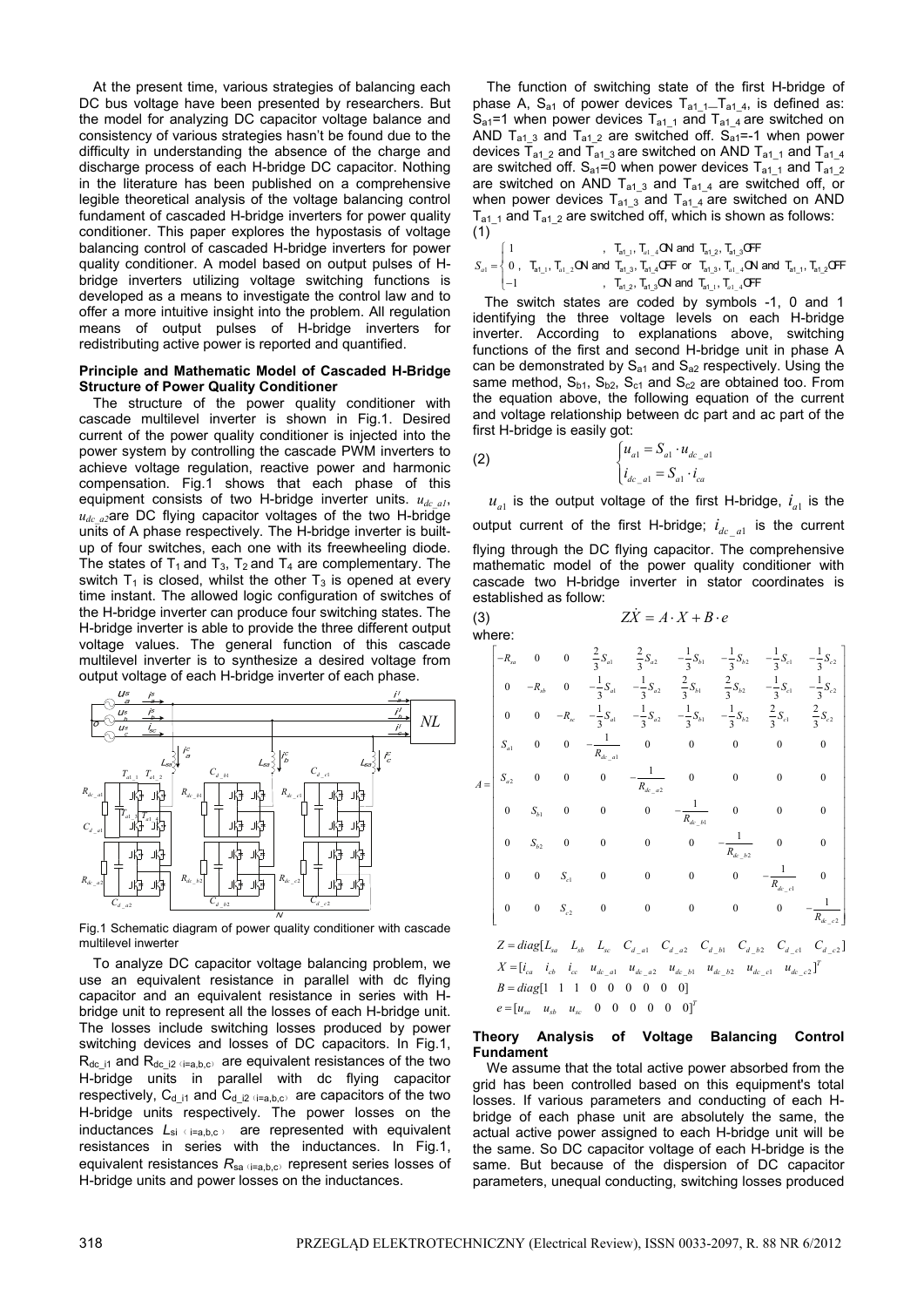At the present time, various strategies of balancing each DC bus voltage have been presented by researchers. But the model for analyzing DC capacitor voltage balance and consistency of various strategies hasn't be found due to the difficulty in understanding the absence of the charge and discharge process of each H-bridge DC capacitor. Nothing in the literature has been published on a comprehensive legible theoretical analysis of the voltage balancing control fundament of cascaded H-bridge inverters for power quality conditioner. This paper explores the hypostasis of voltage balancing control of cascaded H-bridge inverters for power quality conditioner. A model based on output pulses of H-bridge inverters utilizing voltage switching functions is developed as a means to investigate the control law and to offer a more intuitive insight into the problem. All regulation means of output pulses of H-bridge inverters for redistributing active power is reported and quantified.

### Principle and Mathematic Model of Cascaded H-Bridge Structure of Power Quality Conditioner

The structure of the power quality conditioner with cascade multilevel inverter is shown in Fig.1. Desired current of the power quality conditioner is injected into the power system by controlling the cascade PWM inverters to achieve voltage regulation, reactive power and harmonic compensation. Fig.1 shows that each phase of this equipment consists of two H-bridge inverter units. $u_{dc\_a1}$, $u_{dc\_a2}$ are DC flying capacitor voltages of the two H-bridge units of A phase respectively. The H-bridge inverter is built-up of four switches, each one with its freewheeling diode. The states of $T_1$ and $T_3$, $T_2$ and $T_4$ are complementary. The switch $T_1$ is closed, whilst the other $T_3$ is opened at every time instant. The allowed logic configuration of switches of the H-bridge inverter can produce four switching states. The H-bridge inverter is able to provide the three different output voltage values. The general function of this cascade multilevel inverter is to synthesize a desired voltage from output voltage of each H-bridge inverter of each phase.

Fig.1 Schematic diagram of power quality conditioner with cascade multilevel inwerter

To analyze DC capacitor voltage balancing problem, we use an equivalent resistance in parallel with dc flying capacitor and an equivalent resistance in series with H-bridge unit to represent all the losses of each H-bridge unit. The losses include switching losses produced by power switching devices and losses of DC capacitors. In Fig.1, $R_{dc\_i1}$ and $R_{dc\_i2}$ (i=a,b,c) are equivalent resistances of the two H-bridge units in parallel with dc flying capacitor respectively, $C_{d\_i1}$ and $C_{d\_i2}$ (i=a,b,c) are capacitors of the two H-bridge units respectively. The power losses on the inductances $L_{si}$ (i=a,b,c) are represented with equivalent resistances in series with the inductances. In Fig.1, equivalent resistances $R_{sa}$ (i=a,b,c) represent series losses of H-bridge units and power losses on the inductances.

The function of switching state of the first H-bridge of phase A, $S_{a1}$ of power devices $T_{a1\_1}$—$T_{a1\_4}$, is defined as: $S_{a1}$=1 when power devices $T_{a1\_1}$ and $T_{a1\_4}$ are switched on AND $T_{a1\_3}$ and $T_{a1\_2}$ are switched off. $S_{a1}$=-1 when power devices $T_{a1\_2}$ and $T_{a1\_3}$ are switched on AND $T_{a1\_1}$ and $T_{a1\_4}$ are switched off. $S_{a1}$=0 when power devices $T_{a1\_1}$ and $T_{a1\_2}$ are switched on AND $T_{a1\_3}$ and $T_{a1\_4}$ are switched off, or when power devices $T_{a1\_3}$ and $T_{a1\_4}$ are switched on AND $T_{a1\_1}$ and $T_{a1\_2}$ are switched off, which is shown as follows:

(1)
$$S_{a1}=\begin{cases}1 & , \ T_{a1\_1}, T_{a1\_4}\text{ON and } T_{a1\_2}, T_{a1\_3}\text{OFF}\\ 0 & , \ T_{a1\_1}, T_{a1\_2}\text{ON and } T_{a1\_3}, T_{a1\_4}\text{OFF or } T_{a1\_3}, T_{a1\_4}\text{ON and } T_{a1\_1}, T_{a1\_2}\text{OFF}\\ -1 & , \ T_{a1\_2}, T_{a1\_3}\text{ON and } T_{a1\_1}, T_{a1\_4}\text{OFF}\end{cases}$$

The switch states are coded by symbols -1, 0 and 1 identifying the three voltage levels on each H-bridge inverter. According to explanations above, switching functions of the first and second H-bridge unit in phase A can be demonstrated by $S_{a1}$ and $S_{a2}$ respectively. Using the same method, $S_{b1}$, $S_{b2}$, $S_{c1}$ and $S_{c2}$ are obtained too. From the equation above, the following equation of the current and voltage relationship between dc part and ac part of the first H-bridge is easily got:

(2)
$$\begin{cases}u_{a1}=S_{a1}\cdot u_{dc\_a1}\\ i_{dc\_a1}=S_{a1}\cdot i_{ca}\end{cases}$$

$u_{a1}$ is the output voltage of the first H-bridge, $i_{a1}$ is the output current of the first H-bridge; $i_{dc\_a1}$ is the current flying through the DC flying capacitor. The comprehensive mathematic model of the power quality conditioner with cascade two H-bridge inverter in stator coordinates is established as follow:

(3)
$$Z\dot{X}=A\cdot X+B\cdot e$$

where:

$$A=\begin{bmatrix}-R_{sa} & 0 & 0 & \frac{2}{3}S_{a1} & \frac{2}{3}S_{a2} & -\frac{1}{3}S_{b1} & -\frac{1}{3}S_{b2} & -\frac{1}{3}S_{c1} & -\frac{1}{3}S_{c2}\\ 0 & -R_{sb} & 0 & -\frac{1}{3}S_{a1} & -\frac{1}{3}S_{a2} & \frac{2}{3}S_{b1} & \frac{2}{3}S_{b2} & -\frac{1}{3}S_{c1} & -\frac{1}{3}S_{c2}\\ 0 & 0 & -R_{sc} & -\frac{1}{3}S_{a1} & -\frac{1}{3}S_{a2} & -\frac{1}{3}S_{b1} & -\frac{1}{3}S_{b2} & \frac{2}{3}S_{c1} & \frac{2}{3}S_{c2}\\ S_{a1} & 0 & 0 & -\frac{1}{R_{dc\_a1}} & 0 & 0 & 0 & 0 & 0\\ S_{a2} & 0 & 0 & 0 & -\frac{1}{R_{dc\_a2}} & 0 & 0 & 0 & 0\\ 0 & S_{b1} & 0 & 0 & 0 & -\frac{1}{R_{dc\_b1}} & 0 & 0 & 0\\ 0 & S_{b2} & 0 & 0 & 0 & 0 & -\frac{1}{R_{dc\_b2}} & 0 & 0\\ 0 & 0 & S_{c1} & 0 & 0 & 0 & 0 & -\frac{1}{R_{dc\_c1}} & 0\\ 0 & 0 & S_{c2} & 0 & 0 & 0 & 0 & 0 & -\frac{1}{R_{dc\_c2}}\end{bmatrix}$$

$$Z=diag[L_{sa}\ \ L_{sb}\ \ L_{sc}\ \ C_{d\_a1}\ \ C_{d\_a2}\ \ C_{d\_b1}\ \ C_{d\_b2}\ \ C_{d\_c1}\ \ C_{d\_c2}]$$
$$X=[i_{ca}\ \ i_{cb}\ \ i_{cc}\ \ u_{dc\_a1}\ \ u_{dc\_a2}\ \ u_{dc\_b1}\ \ u_{dc\_b2}\ \ u_{dc\_c1}\ \ u_{dc\_c2}]^T$$
$$B=diag[1\ \ 1\ \ 1\ \ 0\ \ 0\ \ 0\ \ 0\ \ 0\ \ 0]$$
$$e=[u_{sa}\ \ u_{sb}\ \ u_{sc}\ \ 0\ \ 0\ \ 0\ \ 0\ \ 0\ \ 0]^T$$

### Theory Analysis of Voltage Balancing Control Fundament

We assume that the total active power absorbed from the grid has been controlled based on this equipment's total losses. If various parameters and conducting of each H-bridge of each phase unit are absolutely the same, the actual active power assigned to each H-bridge unit will be the same. So DC capacitor voltage of each H-bridge is the same. But because of the dispersion of DC capacitor parameters, unequal conducting, switching losses produced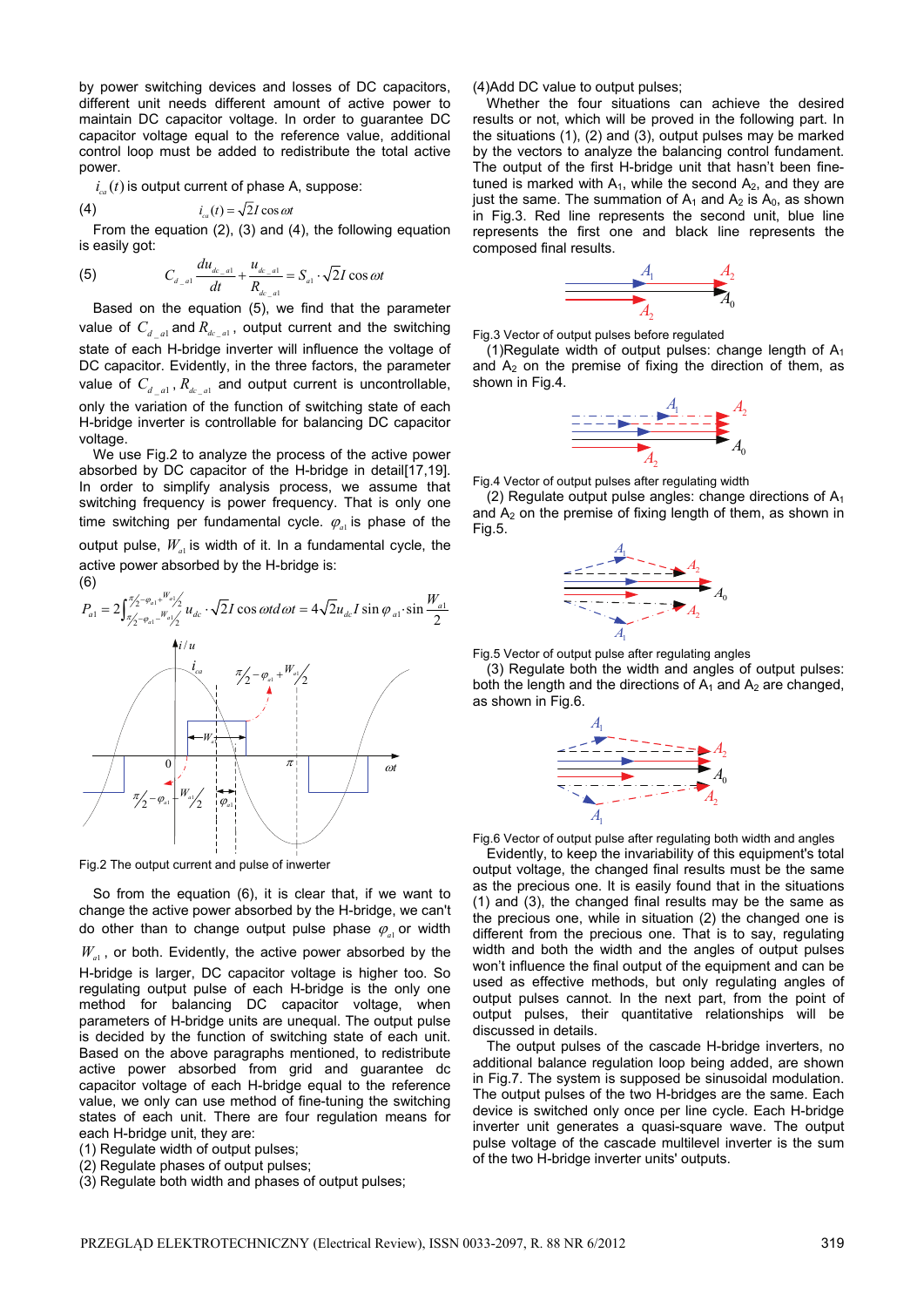by power switching devices and losses of DC capacitors, different unit needs different amount of active power to maintain DC capacitor voltage. In order to guarantee DC capacitor voltage equal to the reference value, additional control loop must be added to redistribute the total active power.

$i_{ca}(t)$ is output current of phase A, suppose:

(4)
$$i_{ca}(t) = \sqrt{2}I\cos\omega t$$

From the equation (2), (3) and (4), the following equation is easily got:

(5)
$$C_{d\_a1}\frac{du_{dc\_a1}}{dt} + \frac{u_{dc\_a1}}{R_{dc\_a1}} = S_{a1}\cdot\sqrt{2}I\cos\omega t$$

Based on the equation (5), we find that the parameter value of $C_{d\_a1}$ and $R_{dc\_a1}$, output current and the switching state of each H-bridge inverter will influence the voltage of DC capacitor. Evidently, in the three factors, the parameter value of $C_{d\_a1}$, $R_{dc\_a1}$ and output current is uncontrollable, only the variation of the function of switching state of each H-bridge inverter is controllable for balancing DC capacitor voltage.

We use Fig.2 to analyze the process of the active power absorbed by DC capacitor of the H-bridge in detail[17,19]. In order to simplify analysis process, we assume that switching frequency is power frequency. That is only one time switching per fundamental cycle. $\varphi_{a1}$ is phase of the output pulse, $W_{a1}$ is width of it. In a fundamental cycle, the active power absorbed by the H-bridge is:

(6)
$$P_{a1} = 2\int_{\pi/2-\varphi_{a1}-W_{a1}/2}^{\pi/2-\varphi_{a1}+W_{a1}/2} u_{dc}\cdot\sqrt{2}I\cos\omega t d\omega t = 4\sqrt{2}u_{dc}I\sin\varphi_{a1}\cdot\sin\frac{W_{a1}}{2}$$

Fig.2 The output current and pulse of inverter

So from the equation (6), it is clear that, if we want to change the active power absorbed by the H-bridge, we can't do other than to change output pulse phase $\varphi_{a1}$ or width $W_{a1}$, or both. Evidently, the active power absorbed by the H-bridge is larger, DC capacitor voltage is higher too. So regulating output pulse of each H-bridge is the only one method for balancing DC capacitor voltage, when parameters of H-bridge units are unequal. The output pulse is decided by the function of switching state of each unit. Based on the above paragraphs mentioned, to redistribute active power absorbed from grid and guarantee dc capacitor voltage of each H-bridge equal to the reference value, we only can use method of fine-tuning the switching states of each unit. There are four regulation means for each H-bridge unit, they are:

(1) Regulate width of output pulses;
(2) Regulate phases of output pulses;
(3) Regulate both width and phases of output pulses;
(4)Add DC value to output pulses;

Whether the four situations can achieve the desired results or not, which will be proved in the following part. In the situations (1), (2) and (3), output pulses may be marked by the vectors to analyze the balancing control fundament. The output of the first H-bridge unit that hasn't been fine-tuned is marked with $A_1$, while the second $A_2$, and they are just the same. The summation of $A_1$ and $A_2$ is $A_0$, as shown in Fig.3. Red line represents the second unit, blue line represents the first one and black line represents the composed final results.

Fig.3 Vector of output pulses before regulated

(1)Regulate width of output pulses: change length of $A_1$ and $A_2$ on the premise of fixing the direction of them, as shown in Fig.4.

Fig.4 Vector of output pulses after regulating width

(2) Regulate output pulse angles: change directions of $A_1$ and $A_2$ on the premise of fixing length of them, as shown in Fig.5.

Fig.5 Vector of output pulse after regulating angles

(3) Regulate both the width and angles of output pulses: both the length and the directions of $A_1$ and $A_2$ are changed, as shown in Fig.6.

Fig.6 Vector of output pulse after regulating both width and angles

Evidently, to keep the invariability of this equipment's total output voltage, the changed final results must be the same as the precious one. It is easily found that in the situations (1) and (3), the changed final results may be the same as the precious one, while in situation (2) the changed one is different from the precious one. That is to say, regulating width and both the width and the angles of output pulses won't influence the final output of the equipment and can be used as effective methods, but only regulating angles of output pulses cannot. In the next part, from the point of output pulses, their quantitative relationships will be discussed in details.

The output pulses of the cascade H-bridge inverters, no additional balance regulation loop being added, are shown in Fig.7. The system is supposed be sinusoidal modulation. The output pulses of the two H-bridges are the same. Each device is switched only once per line cycle. Each H-bridge inverter unit generates a quasi-square wave. The output pulse voltage of the cascade multilevel inverter is the sum of the two H-bridge inverter units' outputs.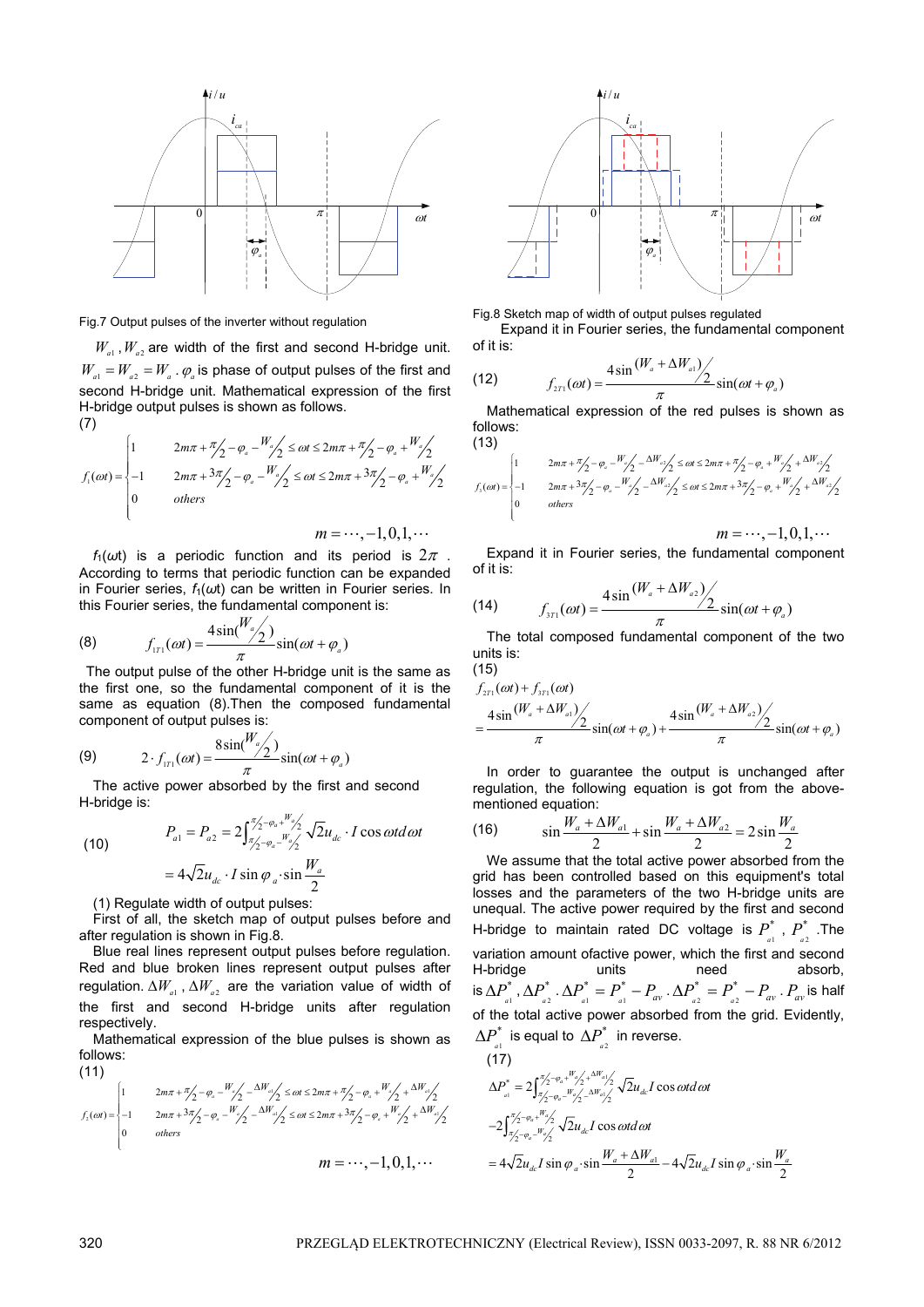Fig.7 Output pulses of the inverter without regulation

$W_{a1}$ , $W_{a2}$ are width of the first and second H-bridge unit. $W_{a1} = W_{a2} = W_a$ . $\varphi_a$ is phase of output pulses of the first and second H-bridge unit. Mathematical expression of the first H-bridge output pulses is shown as follows.

(7)

$$f_1(\omega t) = \begin{cases} 1 & 2m\pi + \pi/2 - \varphi_a - W_a/2 \le \omega t \le 2m\pi + \pi/2 - \varphi_a + W_a/2 \\ -1 & 2m\pi + 3\pi/2 - \varphi_a - W_a/2 \le \omega t \le 2m\pi + 3\pi/2 - \varphi_a + W_a/2 \\ 0 & others \end{cases}$$

$$m = \cdots, -1, 0, 1, \cdots$$

$f_1(\omega t)$ is a periodic function and its period is $2\pi$ . According to terms that periodic function can be expanded in Fourier series, $f_1(\omega t)$ can be written in Fourier series. In this Fourier series, the fundamental component is:

$$f_{1T1}(\omega t) = \frac{4\sin(W_a/2)}{\pi}\sin(\omega t + \varphi_a) \tag{8}$$

The output pulse of the other H-bridge unit is the same as the first one, so the fundamental component of it is the same as equation (8).Then the composed fundamental component of output pulses is:

$$2 \cdot f_{1T1}(\omega t) = \frac{8\sin(W_a/2)}{\pi}\sin(\omega t + \varphi_a) \tag{9}$$

The active power absorbed by the first and second H-bridge is:

$$\begin{aligned} P_{a1} = P_{a2} &= 2\int_{\pi/2 - \varphi_a - W_a/2}^{\pi/2 - \varphi_a + W_a/2} \sqrt{2} u_{dc} \cdot I \cos \omega t d\omega t \\ &= 4\sqrt{2} u_{dc} \cdot I \sin\varphi_a \cdot \sin\frac{W_a}{2} \end{aligned} \tag{10}$$

(1) Regulate width of output pulses:

First of all, the sketch map of output pulses before and after regulation is shown in Fig.8.

Blue real lines represent output pulses before regulation. Red and blue broken lines represent output pulses after regulation. $\Delta W_{a1}$ , $\Delta W_{a2}$ are the variation value of width of the first and second H-bridge units after regulation respectively.

Mathematical expression of the blue pulses is shown as follows:

(11)

$$f_2(\omega t) = \begin{cases} 1 & 2m\pi + \pi/2 - \varphi_a - W_a/2 - \Delta W_{a1}/2 \le \omega t \le 2m\pi + \pi/2 - \varphi_a + W_a/2 + \Delta W_{a1}/2 \\ -1 & 2m\pi + 3\pi/2 - \varphi_a - W_a/2 - \Delta W_{a1}/2 \le \omega t \le 2m\pi + 3\pi/2 - \varphi_a + W_a/2 + \Delta W_{a1}/2 \\ 0 & others \end{cases}$$

$$m = \cdots, -1, 0, 1, \cdots$$

Fig.8 Sketch map of width of output pulses regulated

Expand it in Fourier series, the fundamental component of it is:

$$f_{2T1}(\omega t) = \frac{4\sin{(W_a + \Delta W_{a1})/2}}{\pi}\sin(\omega t + \varphi_a) \tag{12}$$

Mathematical expression of the red pulses is shown as follows:

(13)

$$f_3(\omega t) = \begin{cases} 1 & 2m\pi + \pi/2 - \varphi_a - W_a/2 - \Delta W_{a2}/2 \le \omega t \le 2m\pi + \pi/2 - \varphi_a + W_a/2 + \Delta W_{a2}/2 \\ -1 & 2m\pi + 3\pi/2 - \varphi_a - W_a/2 - \Delta W_{a2}/2 \le \omega t \le 2m\pi + 3\pi/2 - \varphi_a + W_a/2 + \Delta W_{a2}/2 \\ 0 & others \end{cases}$$

$$m = \cdots, -1, 0, 1, \cdots$$

Expand it in Fourier series, the fundamental component of it is:

$$f_{3T1}(\omega t) = \frac{4\sin{(W_a + \Delta W_{a2})/2}}{\pi}\sin(\omega t + \varphi_a) \tag{14}$$

The total composed fundamental component of the two units is:

(15)

$$\begin{aligned} & f_{2T1}(\omega t) + f_{3T1}(\omega t) \\ &= \frac{4\sin{(W_a + \Delta W_{a1})/2}}{\pi}\sin(\omega t + \varphi_a) + \frac{4\sin{(W_a + \Delta W_{a2})/2}}{\pi}\sin(\omega t + \varphi_a) \end{aligned}$$

In order to guarantee the output is unchanged after regulation, the following equation is got from the above-mentioned equation:

$$\sin\frac{W_a + \Delta W_{a1}}{2} + \sin\frac{W_a + \Delta W_{a2}}{2} = 2\sin\frac{W_a}{2} \tag{16}$$

We assume that the total active power absorbed from the grid has been controlled based on this equipment's total losses and the parameters of the two H-bridge units are unequal. The active power required by the first and second H-bridge to maintain rated DC voltage is $P_{a1}^*$ , $P_{a2}^*$ .The variation amount ofactive power, which the first and second H-bridge units need absorb, is $\Delta P_{a1}^*$, $\Delta P_{a2}^*$ . $\Delta P_{a1}^* = P_{a1}^* - P_{av}$ . $\Delta P_{a2}^* = P_{a2}^* - P_{av}$ . $P_{av}$ is half of the total active power absorbed from the grid. Evidently, $\Delta P_{a1}^*$ is equal to $\Delta P_{a2}^*$ in reverse.

(17)

$$\begin{aligned} \Delta P_{a1}^* &= 2\int_{\pi/2 - \varphi_a - W_a/2 - \Delta W_{a1}/2}^{\pi/2 - \varphi_a + W_a/2 + \Delta W_{a1}/2} \sqrt{2} u_{dc} I \cos \omega t d\omega t \\ &- 2\int_{\pi/2 - \varphi_a - W_a/2}^{\pi/2 - \varphi_a + W_a/2} \sqrt{2} u_{dc} I \cos \omega t d\omega t \\ &= 4\sqrt{2} u_{dc} I \sin\varphi_a \cdot \sin\frac{W_a + \Delta W_{a1}}{2} - 4\sqrt{2} u_{dc} I \sin\varphi_a \cdot \sin\frac{W_a}{2} \end{aligned}$$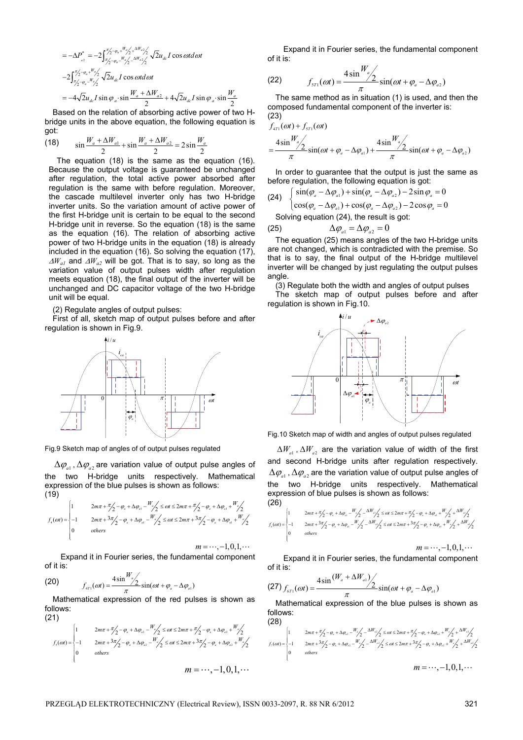$$= -\Delta P_{a2}^{*} = -2\int_{\pi/2-\varphi_a-W_a/2-\Delta W_{a2}/2}^{\pi/2-\varphi_a+W_a/2+\Delta W_{a2}/2} \sqrt{2}u_{dc} I\cos\omega t d\omega t$$

$$-2\int_{\pi/2-\varphi_a-W_a/2}^{\pi/2-\varphi_a+W_a/2} \sqrt{2}u_{dc} I\cos\omega t d\omega t$$

$$= -4\sqrt{2}u_{dc} I\sin\varphi_a \cdot \sin\frac{W_a+\Delta W_{a2}}{2} + 4\sqrt{2}u_{dc} I\sin\varphi_a \cdot \sin\frac{W_a}{2}$$

Based on the relation of absorbing active power of two H-bridge units in the above equation, the following equation is got:

$$\sin\frac{W_a+\Delta W_{a1}}{2} + \sin\frac{W_a+\Delta W_{a2}}{2} = 2\sin\frac{W_a}{2} \tag{18}$$

The equation (18) is the same as the equation (16). Because the output voltage is guaranteed be unchanged after regulation, the total active power absorbed after regulation is the same with before regulation. Moreover, the cascade multilevel inverter only has two H-bridge inverter units. So the variation amount of active power of the first H-bridge unit is certain to be equal to the second H-bridge unit in reverse. So the equation (18) is the same as the equation (16). The relation of absorbing active power of two H-bridge units in the equation (18) is already included in the equation (16). So solving the equation (17), $\Delta W_{a1}$ and $\Delta W_{a2}$ will be got. That is to say, so long as the variation value of output pulses width after regulation meets equation (18), the final output of the inverter will be unchanged and DC capacitor voltage of the two H-bridge unit will be equal.

(2) Regulate angles of output pulses:

First of all, sketch map of output pulses before and after regulation is shown in Fig.9.

Fig.9 Sketch map of angles of of output pulses regulated

$\Delta\varphi_{a1}, \Delta\varphi_{a2}$ are variation value of output pulse angles of the two H-bridge units respectively. Mathematical expression of the blue pulses is shown as follows:

$$f_4(\omega t) = \begin{cases} 1 & 2m\pi + \pi/2 - \varphi_a + \Delta\varphi_{a1} - W_a/2 \le \omega t \le 2m\pi + \pi/2 - \varphi_a + \Delta\varphi_{a1} + W_a/2 \\ -1 & 2m\pi + 3\pi/2 - \varphi_a + \Delta\varphi_{a1} - W_a/2 \le \omega t \le 2m\pi + 3\pi/2 - \varphi_a + \Delta\varphi_{a1} + W_a/2 \\ 0 & others \end{cases} \tag{19}$$

$m = \cdots, -1, 0, 1, \cdots$

Expand it in Fourier series, the fundamental component of it is:

$$f_{4T1}(\omega t) = \frac{4\sin W_a/2}{\pi}\sin(\omega t + \varphi_a - \Delta\varphi_{a1}) \tag{20}$$

Mathematical expression of the red pulses is shown as follows:

$$f_5(\omega t) = \begin{cases} 1 & 2m\pi + \pi/2 - \varphi_a + \Delta\varphi_{a2} - W_a/2 \le \omega t \le 2m\pi + \pi/2 - \varphi_a + \Delta\varphi_{a2} + W_a/2 \\ -1 & 2m\pi + 3\pi/2 - \varphi_a + \Delta\varphi_{a2} - W_a/2 \le \omega t \le 2m\pi + 3\pi/2 - \varphi_a + \Delta\varphi_{a2} + W_a/2 \\ 0 & others \end{cases} \tag{21}$$

$m = \cdots, -1, 0, 1, \cdots$

Expand it in Fourier series, the fundamental component of it is:

$$f_{5T1}(\omega t) = \frac{4\sin W_a/2}{\pi}\sin(\omega t + \varphi_a - \Delta\varphi_{a2}) \tag{22}$$

The same method as in situation (1) is used, and then the composed fundamental component of the inverter is:

$$f_{4T1}(\omega t) + f_{5T1}(\omega t) = \frac{4\sin W_a/2}{\pi}\sin(\omega t + \varphi_a - \Delta\varphi_{a1}) + \frac{4\sin W_a/2}{\pi}\sin(\omega t + \varphi_a - \Delta\varphi_{a2}) \tag{23}$$

In order to guarantee that the output is just the same as before regulation, the following equation is got:

$$\begin{cases} \sin(\varphi_a - \Delta\varphi_{a1}) + \sin(\varphi_a - \Delta\varphi_{a2}) - 2\sin\varphi_a = 0 \\ \cos(\varphi_a - \Delta\varphi_{a1}) + \cos(\varphi_a - \Delta\varphi_{a2}) - 2\cos\varphi_a = 0 \end{cases} \tag{24}$$

Solving equation (24), the result is got:

$$\Delta\varphi_{a1} = \Delta\varphi_{a2} = 0 \tag{25}$$

The equation (25) means angles of the two H-bridge units are not changed, which is contradicted with the premise. So that is to say, the final output of the H-bridge multilevel inverter will be changed by just regulating the output pulses angle.

(3) Regulate both the width and angles of output pulses

The sketch map of output pulses before and after regulation is shown in Fig.10.

Fig.10 Sketch map of width and angles of output pulses regulated

$\Delta W_{a1}, \Delta W_{a2}$ are the variation value of width of the first and second H-bridge units after regulation respectively. $\Delta\varphi_{a1}, \Delta\varphi_{a2}$ are the variation value of output pulse angles of the two H-bridge units respectively. Mathematical expression of blue pulses is shown as follows:

$$f_6(\omega t) = \begin{cases} 1 & 2m\pi + \pi/2 - \varphi_a + \Delta\varphi_{a1} - W_a/2 - \Delta W_{a1}/2 \le \omega t \le 2m\pi + \pi/2 - \varphi_a + \Delta\varphi_{a1} + W_a/2 + \Delta W_{a1}/2 \\ -1 & 2m\pi + 3\pi/2 - \varphi_a + \Delta\varphi_{a1} - W_a/2 - \Delta W_{a1}/2 \le \omega t \le 2m\pi + 3\pi/2 - \varphi_a + \Delta\varphi_{a1} + W_a/2 + \Delta W_{a1}/2 \\ 0 & others \end{cases} \tag{26}$$

$m = \cdots, -1, 0, 1, \cdots$

Expand it in Fourier series, the fundamental component of it is:

$$f_{6T1}(\omega t) = \frac{4\sin (W_a + \Delta W_{a1})/2}{\pi}\sin(\omega t + \varphi_a - \Delta\varphi_{a1}) \tag{27}$$

Mathematical expression of the blue pulses is shown as follows:

$$f_7(\omega t) = \begin{cases} 1 & 2m\pi + \pi/2 - \varphi_a + \Delta\varphi_{a2} - W_a/2 - \Delta W_{a2}/2 \le \omega t \le 2m\pi + \pi/2 - \varphi_a + \Delta\varphi_{a2} + W_a/2 + \Delta W_{a2}/2 \\ -1 & 2m\pi + 3\pi/2 - \varphi_a + \Delta\varphi_{a2} - W_a/2 - \Delta W_{a2}/2 \le \omega t \le 2m\pi + 3\pi/2 - \varphi_a + \Delta\varphi_{a2} + W_a/2 + \Delta W_{a2}/2 \\ 0 & others \end{cases} \tag{28}$$

$m = \cdots, -1, 0, 1, \cdots$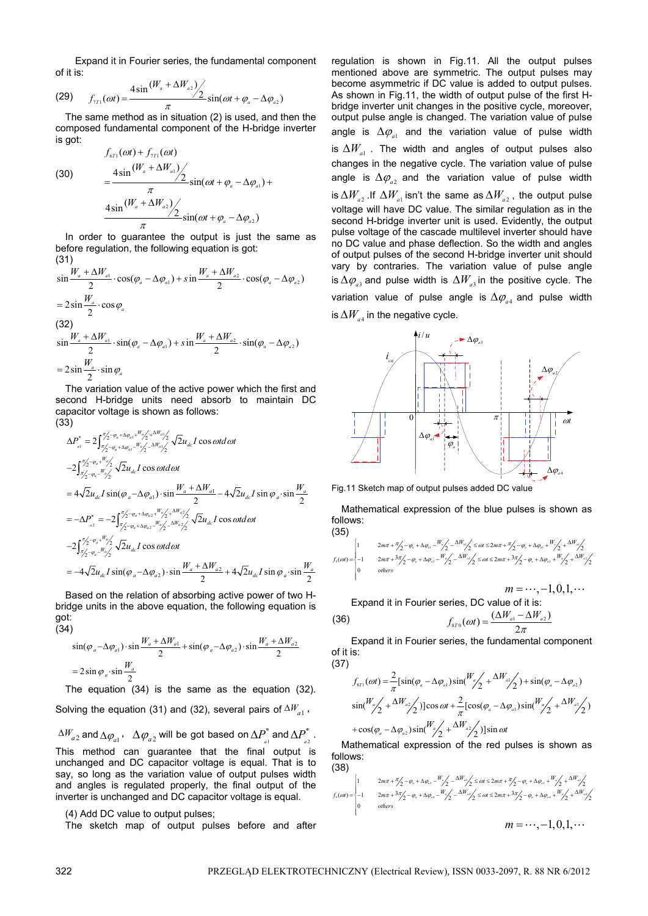Expand it in Fourier series, the fundamental component of it is:

(29) $$f_{7T1}(\omega t)=\frac{4\sin{(W_a+\Delta W_{a2})}/_2}{\pi}\sin(\omega t+\varphi_a-\Delta\varphi_{a2})$$

The same method as in situation (2) is used, and then the composed fundamental component of the H-bridge inverter is got:

(30) $$\begin{aligned}&f_{6T1}(\omega t)+f_{7T1}(\omega t)\\&=\frac{4\sin{(W_a+\Delta W_{a1})}/_2}{\pi}\sin(\omega t+\varphi_a-\Delta\varphi_{a1})+\\&\frac{4\sin{(W_a+\Delta W_{a2})}/_2}{\pi}\sin(\omega t+\varphi_a-\Delta\varphi_{a2})\end{aligned}$$

In order to guarantee the output is just the same as before regulation, the following equation is got:

(31)
$$\sin\frac{W_a+\Delta W_{a1}}{2}\cdot\cos(\varphi_a-\Delta\varphi_{a1})+\sin\frac{W_a+\Delta W_{a2}}{2}\cdot\cos(\varphi_a-\Delta\varphi_{a2})=2\sin\frac{W_a}{2}\cdot\cos\varphi_a$$

(32)
$$\sin\frac{W_a+\Delta W_{a1}}{2}\cdot\sin(\varphi_a-\Delta\varphi_{a1})+\sin\frac{W_a+\Delta W_{a2}}{2}\cdot\sin(\varphi_a-\Delta\varphi_{a2})=2\sin\frac{W_a}{2}\cdot\sin\varphi_a$$

The variation value of the active power which the first and second H-bridge units need absorb to maintain DC capacitor voltage is shown as follows:

(33)
$$\begin{aligned}\Delta P^*_{a1}&=2\int_{\pi/2-\varphi_a+\Delta\varphi_{a1}-W_a/2-\Delta W_{a1}/2}^{\pi/2-\varphi_a+\Delta\varphi_{a1}+W_a/2+\Delta W_{a1}/2}\sqrt{2}u_{dc}I\cos\omega t d\omega t\\&-2\int_{\pi/2-\varphi_a-W_a/2}^{\pi/2-\varphi_a+W_a/2}\sqrt{2}u_{dc}I\cos\omega t d\omega t\\&=4\sqrt{2}u_{dc}I\sin(\varphi_a-\Delta\varphi_{a1})\cdot\sin\frac{W_a+\Delta W_{a1}}{2}-4\sqrt{2}u_{dc}I\sin\varphi_a\cdot\sin\frac{W_a}{2}\\&=-\Delta P^*_{a2}=-2\int_{\pi/2-\varphi_a+\Delta\varphi_{a2}-W_a/2-\Delta W_{a2}/2}^{\pi/2-\varphi_a+\Delta\varphi_{a2}+W_a/2+\Delta W_{a2}/2}\sqrt{2}u_{dc}I\cos\omega t d\omega t\\&-2\int_{\pi/2-\varphi_a-W_a/2}^{\pi/2-\varphi_a+W_a/2}\sqrt{2}u_{dc}I\cos\omega t d\omega t\\&=-4\sqrt{2}u_{dc}I\sin(\varphi_a-\Delta\varphi_{a2})\cdot\sin\frac{W_a+\Delta W_{a2}}{2}+4\sqrt{2}u_{dc}I\sin\varphi_a\cdot\sin\frac{W_a}{2}\end{aligned}$$

Based on the relation of absorbing active power of two H-bridge units in the above equation, the following equation is got:

(34)
$$\sin(\varphi_a-\Delta\varphi_{a1})\cdot\sin\frac{W_a+\Delta W_{a1}}{2}+\sin(\varphi_a-\Delta\varphi_{a2})\cdot\sin\frac{W_a+\Delta W_{a2}}{2}=2\sin\varphi_a\cdot\sin\frac{W_a}{2}$$

The equation (34) is the same as the equation (32). Solving the equation (31) and (32), several pairs of $\Delta W_{a1}$, $\Delta W_{a2}$ and $\Delta\varphi_{a1}$, $\Delta\varphi_{a2}$ will be got based on $\Delta P^*_{a1}$ and $\Delta P^*_{a2}$. This method can guarantee that the final output is unchanged and DC capacitor voltage is equal. That is to say, so long as the variation value of output pulses width and angles is regulated properly, the final output of the inverter is unchanged and DC capacitor voltage is equal.

(4) Add DC value to output pulses;

The sketch map of output pulses before and after regulation is shown in Fig.11. All the output pulses mentioned above are symmetric. The output pulses may become asymmetric if DC value is added to output pulses. As shown in Fig.11, the width of output pulse of the first H-bridge inverter unit changes in the positive cycle, moreover, output pulse angle is changed. The variation value of pulse angle is $\Delta\varphi_{a1}$ and the variation value of pulse width is $\Delta W_{a1}$. The width and angles of output pulses also changes in the negative cycle. The variation value of pulse angle is $\Delta\varphi_{a2}$ and the variation value of pulse width is $\Delta W_{a2}$. If $\Delta W_{a1}$ isn't the same as $\Delta W_{a2}$, the output pulse voltage will have DC value. The similar regulation as in the second H-bridge inverter unit is used. Evidently, the output pulse voltage of the cascade multilevel inverter should have no DC value and phase deflection. So the width and angles of output pulses of the second H-bridge inverter unit should vary by contraries. The variation value of pulse angle is $\Delta\varphi_{a3}$ and pulse width is $\Delta W_{a3}$ in the positive cycle. The variation value of pulse angle is $\Delta\varphi_{a4}$ and pulse width is $\Delta W_{a4}$ in the negative cycle.

Fig.11 Sketch map of output pulses added DC value

Mathematical expression of the blue pulses is shown as follows:

(35)
$$f_8(\omega t)=\begin{cases}1 & 2m\pi+\pi/2-\varphi_a+\Delta\varphi_{a1}-W_a/2-\Delta W_{a1}/2\le\omega t\le 2m\pi+\pi/2-\varphi_a+\Delta\varphi_{a1}+W_a/2+\Delta W_{a1}/2\\-1 & 2m\pi+3\pi/2-\varphi_a+\Delta\varphi_{a2}-W_a/2-\Delta W_{a2}/2\le\omega t\le 2m\pi+3\pi/2-\varphi_a+\Delta\varphi_{a2}+W_a/2+\Delta W_{a2}/2\\0 & others\end{cases}$$

$$m=\cdots,-1,0,1,\cdots$$

Expand it in Fourier series, DC value of it is:

(36) $$f_{8T0}(\omega t)=\frac{(\Delta W_{a1}-\Delta W_{a2})}{2\pi}$$

Expand it in Fourier series, the fundamental component of it is:

(37)
$$\begin{aligned}f_{8T1}(\omega t)&=\frac{2}{\pi}[\sin(\varphi_a-\Delta\varphi_{a1})\sin({W_a}/_2+{\Delta W_{a1}}/_2)+\sin(\varphi_a-\Delta\varphi_{a2})\\&\sin({W_a}/_2+{\Delta W_{a2}}/_2)]\cos\omega t+\frac{2}{\pi}[\cos(\varphi_a-\Delta\varphi_{a1})\sin({W_a}/_2+{\Delta W_{a1}}/_2)\\&+\cos(\varphi_a-\Delta\varphi_{a2})\sin({W_a}/_2+{\Delta W_{a2}}/_2)]\sin\omega t\end{aligned}$$

Mathematical expression of the red pulses is shown as follows:

(38)
$$f_9(\omega t)=\begin{cases}1 & 2m\pi+\pi/2-\varphi_a+\Delta\varphi_{a3}-W_a/2-\Delta W_{a3}/2\le\omega t\le 2m\pi+\pi/2-\varphi_a+\Delta\varphi_{a3}+W_a/2+\Delta W_{a3}/2\\-1 & 2m\pi+3\pi/2-\varphi_a+\Delta\varphi_{a4}-W_a/2-\Delta W_{a4}/2\le\omega t\le 2m\pi+3\pi/2-\varphi_a+\Delta\varphi_{a4}+W_a/2+\Delta W_{a4}/2\\0 & others\end{cases}$$

$$m=\cdots,-1,0,1,\cdots$$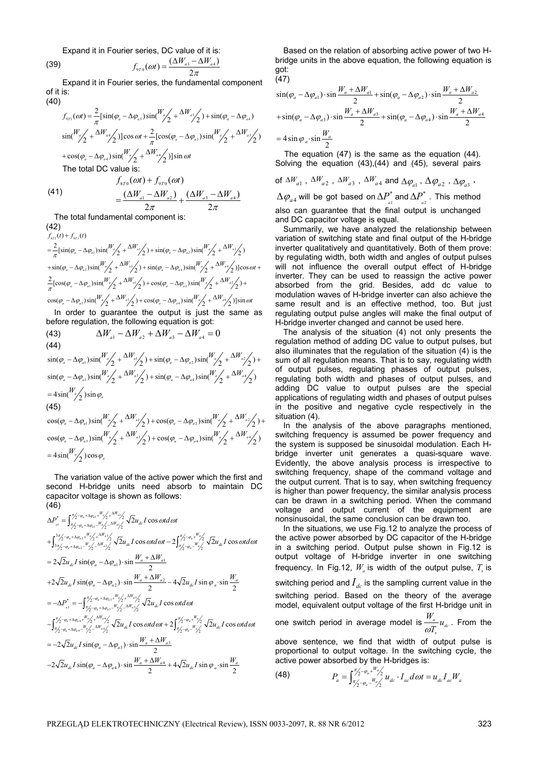Expand it in Fourier series, DC value of it is:

$$f_{9T0}(\omega t) = \frac{(\Delta W_{a3} - \Delta W_{a4})}{2\pi} \tag{39}$$

Expand it in Fourier series, the fundamental component of it is:

$$\begin{aligned} f_{9T1}(\omega t) = &\frac{2}{\pi}[\sin(\varphi_a - \Delta\varphi_{a3})\sin(W_a/2 + \Delta W_{a3}/2) + \sin(\varphi_a - \Delta\varphi_{a4}) \\ &\sin(W_a/2 + \Delta W_{a4}/2)]\cos\omega t + \frac{2}{\pi}[\cos(\varphi_a - \Delta\varphi_{a3})\sin(W_a/2 + \Delta W_{a3}/2) \\ &+ \cos(\varphi_a - \Delta\varphi_{a4})\sin(W_a/2 + \Delta W_{a4}/2)]\sin\omega t \end{aligned} \tag{40}$$

The total DC value is:

$$\begin{aligned} &f_{8T0}(\omega t) + f_{9T0}(\omega t) \\ &= \frac{(\Delta W_{a1} - \Delta W_{a2})}{2\pi} + \frac{(\Delta W_{a3} - \Delta W_{a4})}{2\pi} \end{aligned} \tag{41}$$

The total fundamental component is:

$$\begin{aligned} &f_{8T1}(t) + f_{9T1}(t) \\ &= \frac{2}{\pi}[\sin(\varphi_a - \Delta\varphi_{a1})\sin(W_a/2 + \Delta W_{a1}/2) + \sin(\varphi_a - \Delta\varphi_{a2})\sin(W_a/2 + \Delta W_{a2}/2) \\ &+ \sin(\varphi_a - \Delta\varphi_{a3})\sin(W_a/2 + \Delta W_{a3}/2) + \sin(\varphi_a - \Delta\varphi_{a4})\sin(W_a/2 + \Delta W_{a4}/2)]\cos\omega t + \\ &\frac{2}{\pi}[\cos(\varphi_a - \Delta\varphi_{a1})\sin(W_a/2 + \Delta W_{a1}/2) + \cos(\varphi_a - \Delta\varphi_{a2})\sin(W_a/2 + \Delta W_{a2}/2) + \\ &\cos(\varphi_a - \Delta\varphi_{a3})\sin(W_a/2 + \Delta W_{a3}/2) + \cos(\varphi_a - \Delta\varphi_{a4})\sin(W_a/2 + \Delta W_{a4}/2)]\sin\omega t \end{aligned} \tag{42}$$

In order to guarantee the output is just the same as before regulation, the following equation is got:

$$\Delta W_{a1} - \Delta W_{a2} + \Delta W_{a3} - \Delta W_{a4} = 0 \tag{43}$$

$$\begin{aligned} &\sin(\varphi_a - \Delta\varphi_{a1})\sin(W_a/2 + \Delta W_{a1}/2) + \sin(\varphi_a - \Delta\varphi_{a2})\sin(W_a/2 + \Delta W_{a2}/2) + \\ &\sin(\varphi_a - \Delta\varphi_{a3})\sin(W_a/2 + \Delta W_{a3}/2) + \sin(\varphi_a - \Delta\varphi_{a4})\sin(W_a/2 + \Delta W_{a4}/2) \\ &= 4\sin(W_a/2)\sin\varphi_a \end{aligned} \tag{44}$$

$$\begin{aligned} &\cos(\varphi_a - \Delta\varphi_{a1})\sin(W_a/2 + \Delta W_{a1}/2) + \cos(\varphi_a - \Delta\varphi_{a2})\sin(W_a/2 + \Delta W_{a2}/2) + \\ &\cos(\varphi_a - \Delta\varphi_{a3})\sin(W_a/2 + \Delta W_{a3}/2) + \cos(\varphi_a - \Delta\varphi_{a4})\sin(W_a/2 + \Delta W_{a4}/2) \\ &= 4\sin(W_a/2)\cos\varphi_a \end{aligned} \tag{45}$$

The variation value of the active power which the first and second H-bridge units need absorb to maintain DC capacitor voltage is shown as follows:

$$\begin{aligned} \Delta P_{a1}^* &= \int_{\pi/2 - \varphi_a + \Delta\varphi_{a1} - W_a/2 - \Delta W_{a1}/2}^{\pi/2 - \varphi_a + \Delta\varphi_{a1} + W_a/2 + \Delta W_{a1}/2} \sqrt{2}u_{dc} I\cos\omega t d\omega t \\ &+ \int_{3\pi/2 - \varphi_a + \Delta\varphi_{a2} - W_a/2 - \Delta W_{a2}/2}^{3\pi/2 - \varphi_a + \Delta\varphi_{a2} + W_a/2 + \Delta W_{a2}/2} \sqrt{2}u_{dc} I\cos\omega t d\omega t - 2\int_{\pi/2 - \varphi_a - W_a/2}^{\pi/2 - \varphi_a + W_a/2} \sqrt{2}u_{dc} I\cos\omega t d\omega t \\ &= 2\sqrt{2}u_{dc} I\sin(\varphi_a - \Delta\varphi_{a1}) \cdot \sin\frac{W_a + \Delta W_{a1}}{2} \\ &+ 2\sqrt{2}u_{dc} I\sin(\varphi_a - \Delta\varphi_{a2}) \cdot \sin\frac{W_a + \Delta W_{a2}}{2} - 4\sqrt{2}u_{dc} I\sin\varphi_a \cdot \sin\frac{W_a}{2} \\ &= -\Delta P_{a2}^* = -\int_{\pi/2 - \varphi_a + \Delta\varphi_{a3} - W_a/2 - \Delta W_{a3}/2}^{\pi/2 - \varphi_a + \Delta\varphi_{a3} + W_a/2 + \Delta W_{a3}/2} \sqrt{2}u_{dc} I\cos\omega t d\omega t \\ &- \int_{\pi/2 - \varphi_a + \Delta\varphi_{a4} - W_a/2 - \Delta W_{a4}/2}^{\pi/2 - \varphi_a + \Delta\varphi_{a4} + W_a/2 + \Delta W_{a4}/2} \sqrt{2}u_{dc} I\cos\omega t d\omega t + 2\int_{\pi/2 - \varphi_a - W_a/2}^{\pi/2 - \varphi_a + W_a/2} \sqrt{2}u_{dc} I\cos\omega t d\omega t \\ &= -2\sqrt{2}u_{dc} I\sin(\varphi_a - \Delta\varphi_{a3}) \cdot \sin\frac{W_a + \Delta W_{a3}}{2} \\ &- 2\sqrt{2}u_{dc} I\sin(\varphi_a - \Delta\varphi_{a4}) \cdot \sin\frac{W_a + \Delta W_{a4}}{2} + 4\sqrt{2}u_{dc} I\sin\varphi_a \cdot \sin\frac{W_a}{2} \end{aligned} \tag{46}$$

Based on the relation of absorbing active power of two H-bridge units in the above equation, the following equation is got:

$$\begin{aligned} &\sin(\varphi_a - \Delta\varphi_{a1}) \cdot \sin\frac{W_a + \Delta W_{a1}}{2} + \sin(\varphi_a - \Delta\varphi_{a2}) \cdot \sin\frac{W_a + \Delta W_{a2}}{2} \\ &+ \sin(\varphi_a - \Delta\varphi_{a3}) \cdot \sin\frac{W_a + \Delta W_{a3}}{2} + \sin(\varphi_a - \Delta\varphi_{a4}) \cdot \sin\frac{W_a + \Delta W_{a4}}{2} \\ &= 4\sin\varphi_a \cdot \sin\frac{W_a}{2} \end{aligned} \tag{47}$$

The equation (47) is the same as the equation (44). Solving the equation (43),(44) and (45), several pairs of $\Delta W_{a1}$, $\Delta W_{a2}$, $\Delta W_{a3}$, $\Delta W_{a4}$ and $\Delta\varphi_{a1}$, $\Delta\varphi_{a2}$, $\Delta\varphi_{a3}$, $\Delta\varphi_{a4}$ will be got based on $\Delta P_{a1}^*$ and $\Delta P_{a2}^*$. This method also can guarantee that the final output is unchanged and DC capacitor voltage is equal.

Summarily, we have analyzed the relationship between variation of switching state and final output of the H-bridge inverter qualitatively and quantitatively. Both of them prove: by regulating width, both width and angles of output pulses will not influence the overall output effect of H-bridge inverter. They can be used to reassign the active power absorbed from the grid. Besides, add dc value to modulation waves of H-bridge inverter can also achieve the same result and is an effective method, too. But just regulating output pulse angles will make the final output of H-bridge inverter changed and cannot be used here.

The analysis of the situation (4) not only presents the regulation method of adding DC value to output pulses, but also illuminates that the regulation of the situation (4) is the sum of all regulation means. That is to say, regulating width of output pulses, regulating phases of output pulses, regulating both width and phases of output pulses, and adding DC value to output pulses are the special applications of regulating width and phases of output pulses in the positive and negative cycle respectively in the situation (4).

In the analysis of the above paragraphs mentioned, switching frequency is assumed be power frequency and the system is supposed be sinusoidal modulation. Each H-bridge inverter unit generates a quasi-square wave. Evidently, the above analysis process is irrespective to switching frequency, shape of the command voltage and the output current. That is to say, when switching frequency is higher than power frequency, the similar analysis process can be drawn in a switching period. When the command voltage and output current of the equipment are nonsinusoidal, the same conclusion can be drawn too.

In the situations, we use Fig.12 to analyze the process of the active power absorbed by DC capacitor of the H-bridge in a switching period. Output pulse shown in Fig.12 is output voltage of H-bridge inverter in one switching frequency. In Fig.12, $W_a$ is width of the output pulse, $T_s$ is switching period and $I_{dc}$ is the sampling current value in the switching period. Based on the theory of the average model, equivalent output voltage of the first H-bridge unit in one switch period in average model is $\frac{W_a}{\omega T_s}u_{dc}$. From the above sentence, we find that width of output pulse is proportional to output voltage. In the switching cycle, the active power absorbed by the H-bridges is:

$$P_a = \int_{\pi/2 - \varphi_a - W_a/2}^{\pi/2 - \varphi_a + W_a/2} u_{dc} \cdot I_{ac} d\omega t = u_{dc} I_{ac} W_a \tag{48}$$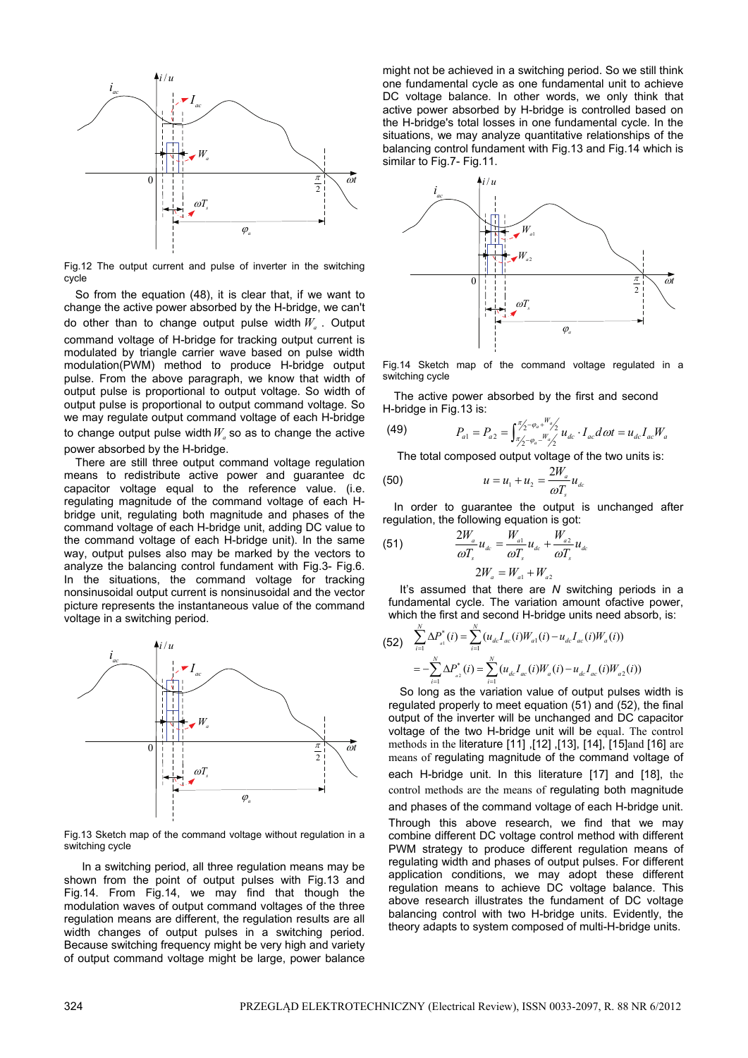Fig.12 The output current and pulse of inverter in the switching cycle

So from the equation (48), it is clear that, if we want to change the active power absorbed by the H-bridge, we can't do other than to change output pulse width $W_a$ . Output command voltage of H-bridge for tracking output current is modulated by triangle carrier wave based on pulse width modulation(PWM) method to produce H-bridge output pulse. From the above paragraph, we know that width of output pulse is proportional to output voltage. So width of output pulse is proportional to output command voltage. So we may regulate output command voltage of each H-bridge to change output pulse width $W_a$ so as to change the active power absorbed by the H-bridge.

There are still three output command voltage regulation means to redistribute active power and guarantee dc capacitor voltage equal to the reference value. (i.e. regulating magnitude of the command voltage of each H-bridge unit, regulating both magnitude and phases of the command voltage of each H-bridge unit, adding DC value to the command voltage of each H-bridge unit). In the same way, output pulses also may be marked by the vectors to analyze the balancing control fundament with Fig.3- Fig.6. In the situations, the command voltage for tracking nonsinusoidal output current is nonsinusoidal and the vector picture represents the instantaneous value of the command voltage in a switching period.

Fig.13 Sketch map of the command voltage without regulation in a switching cycle

In a switching period, all three regulation means may be shown from the point of output pulses with Fig.13 and Fig.14. From Fig.14, we may find that though the modulation waves of output command voltages of the three regulation means are different, the regulation results are all width changes of output pulses in a switching period. Because switching frequency might be very high and variety of output command voltage might be large, power balance might not be achieved in a switching period. So we still think one fundamental cycle as one fundamental unit to achieve DC voltage balance. In other words, we only think that active power absorbed by H-bridge is controlled based on the H-bridge's total losses in one fundamental cycle. In the situations, we may analyze quantitative relationships of the balancing control fundament with Fig.13 and Fig.14 which is similar to Fig.7- Fig.11.

Fig.14 Sketch map of the command voltage regulated in a switching cycle

The active power absorbed by the first and second H-bridge in Fig.13 is:

$$P_{a1} = P_{a2} = \int_{\pi/2-\varphi_a - W_a/2}^{\pi/2-\varphi_a + W_a/2} u_{dc} \cdot I_{ac} d\omega t = u_{dc} I_{ac} W_a \tag{49}$$

The total composed output voltage of the two units is:

$$u = u_1 + u_2 = \frac{2W_a}{\omega T_s} u_{dc} \tag{50}$$

In order to guarantee the output is unchanged after regulation, the following equation is got:

$$\frac{2W_a}{\omega T_s} u_{dc} = \frac{W_{a1}}{\omega T_s} u_{dc} + \frac{W_{a2}}{\omega T_s} u_{dc} \tag{51}$$
$$2W_a = W_{a1} + W_{a2}$$

It's assumed that there are $N$ switching periods in a fundamental cycle. The variation amount ofactive power, which the first and second H-bridge units need absorb, is:

$$\sum_{i=1}^{N} \Delta P_{a1}^{*}(i) = \sum_{i=1}^{N} (u_{dc} I_{ac}(i) W_{a1}(i) - u_{dc} I_{ac}(i) W_a(i)) \tag{52}$$
$$= -\sum_{i=1}^{N} \Delta P_{a2}^{*}(i) = \sum_{i=1}^{N} (u_{dc} I_{ac}(i) W_a(i) - u_{dc} I_{ac}(i) W_{a2}(i))$$

So long as the variation value of output pulses width is regulated properly to meet equation (51) and (52), the final output of the inverter will be unchanged and DC capacitor voltage of the two H-bridge unit will be equal. The control methods in the literature [11] ,[12] ,[13], [14], [15]and [16] are means of regulating magnitude of the command voltage of each H-bridge unit. In this literature [17] and [18], the control methods are the means of regulating both magnitude and phases of the command voltage of each H-bridge unit. Through this above research, we find that we may combine different DC voltage control method with different PWM strategy to produce different regulation means of regulating width and phases of output pulses. For different application conditions, we may adopt these different regulation means to achieve DC voltage balance. This above research illustrates the fundament of DC voltage balancing control with two H-bridge units. Evidently, the theory adapts to system composed of multi-H-bridge units.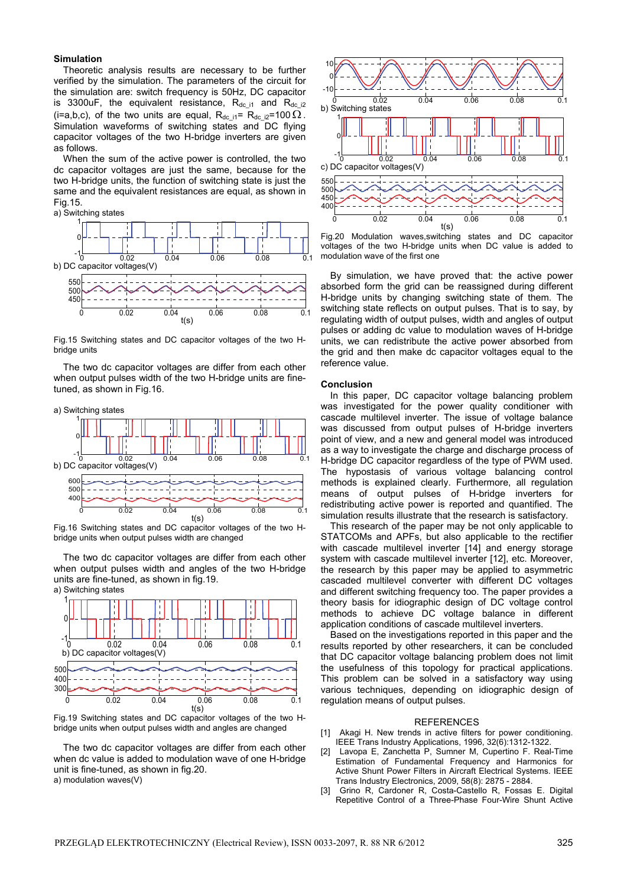## Simulation

Theoretic analysis results are necessary to be further verified by the simulation. The parameters of the circuit for the simulation are: switch frequency is 50Hz, DC capacitor is 3300uF, the equivalent resistance, $R_{dc\_i1}$ and $R_{dc\_i2}$ (i=a,b,c), of the two units are equal, $R_{dc\_i1}$= $R_{dc\_i2}$=100 $\Omega$. Simulation waveforms of switching states and DC flying capacitor voltages of the two H-bridge inverters are given as follows.

When the sum of the active power is controlled, the two dc capacitor voltages are just the same, because for the two H-bridge units, the function of switching state is just the same and the equivalent resistances are equal, as shown in Fig.15.

Fig.15 Switching states and DC capacitor voltages of the two H-bridge units

The two dc capacitor voltages are differ from each other when output pulses width of the two H-bridge units are fine-tuned, as shown in Fig.16.

Fig.16 Switching states and DC capacitor voltages of the two H-bridge units when output pulses width are changed

The two dc capacitor voltages are differ from each other when output pulses width and angles of the two H-bridge units are fine-tuned, as shown in fig.19.

Fig.19 Switching states and DC capacitor voltages of the two H-bridge units when output pulses width and angles are changed

The two dc capacitor voltages are differ from each other when dc value is added to modulation wave of one H-bridge unit is fine-tuned, as shown in fig.20.

Fig.20 Modulation waves,switching states and DC capacitor voltages of the two H-bridge units when DC value is added to modulation wave of the first one

By simulation, we have proved that: the active power absorbed form the grid can be reassigned during different H-bridge units by changing switching state of them. The switching state reflects on output pulses. That is to say, by regulating width of output pulses, width and angles of output pulses or adding dc value to modulation waves of H-bridge units, we can redistribute the active power absorbed from the grid and then make dc capacitor voltages equal to the reference value.

## Conclusion

In this paper, DC capacitor voltage balancing problem was investigated for the power quality conditioner with cascade multilevel inverter. The issue of voltage balance was discussed from output pulses of H-bridge inverters point of view, and a new and general model was introduced as a way to investigate the charge and discharge process of H-bridge DC capacitor regardless of the type of PWM used. The hypostasis of various voltage balancing control methods is explained clearly. Furthermore, all regulation means of output pulses of H-bridge inverters for redistributing active power is reported and quantified. The simulation results illustrate that the research is satisfactory.

This research of the paper may be not only applicable to STATCOMs and APFs, but also applicable to the rectifier with cascade multilevel inverter [14] and energy storage system with cascade multilevel inverter [12], etc. Moreover, the research by this paper may be applied to asymmetric cascaded multilevel converter with different DC voltages and different switching frequency too. The paper provides a theory basis for idiographic design of DC voltage control methods to achieve DC voltage balance in different application conditions of cascade multilevel inverters.

Based on the investigations reported in this paper and the results reported by other researchers, it can be concluded that DC capacitor voltage balancing problem does not limit the usefulness of this topology for practical applications. This problem can be solved in a satisfactory way using various techniques, depending on idiographic design of regulation means of output pulses.

## REFERENCES

[1] Akagi H. New trends in active filters for power conditioning. IEEE Trans Industry Applications, 1996, 32(6):1312-1322.

[2] Lavopa E, Zanchetta P, Sumner M, Cupertino F. Real-Time Estimation of Fundamental Frequency and Harmonics for Active Shunt Power Filters in Aircraft Electrical Systems. IEEE Trans Industry Electronics, 2009, 58(8): 2875 - 2884.

[3] Grino R, Cardoner R, Costa-Castello R, Fossas E. Digital Repetitive Control of a Three-Phase Four-Wire Shunt Active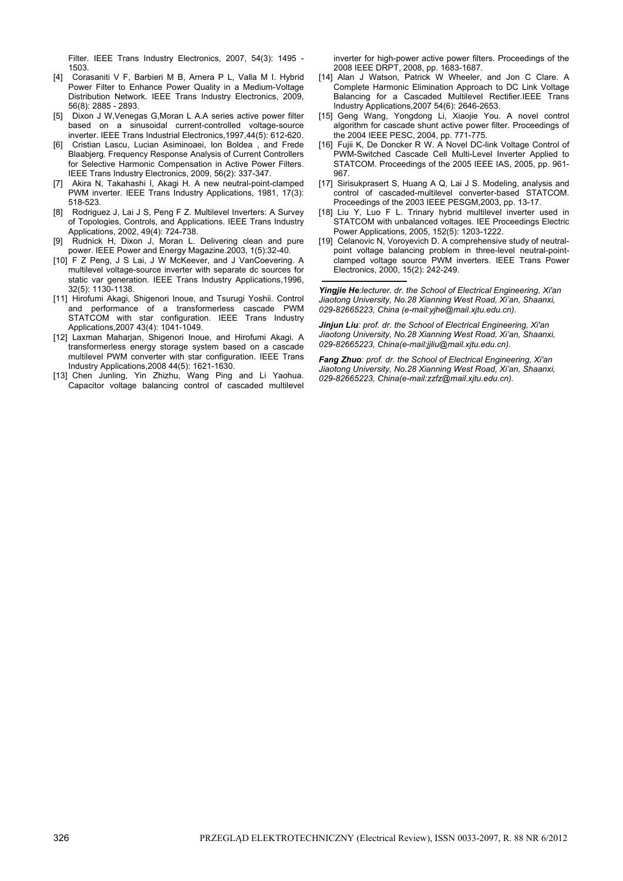Filter. IEEE Trans Industry Electronics, 2007, 54(3): 1495 - 1503.

[4] Corasaniti V F, Barbieri M B, Arnera P L, Valla M I. Hybrid Power Filter to Enhance Power Quality in a Medium-Voltage Distribution Network. IEEE Trans Industry Electronics, 2009, 56(8): 2885 - 2893.

[5] Dixon J W,Venegas G,Moran L A.A series active power filter based on a sinusoidal current-controlled voltage-source inverter. IEEE Trans Industrial Electronics,1997,44(5): 612-620.

[6] Cristian Lascu, Lucian Asiminoaei, Ion Boldea , and Frede Blaabjerg. Frequency Response Analysis of Current Controllers for Selective Harmonic Compensation in Active Power Filters. IEEE Trans Industry Electronics, 2009, 56(2): 337-347.

[7] Akira N, Takahashi I, Akagi H. A new neutral-point-clamped PWM inverter. IEEE Trans Industry Applications, 1981, 17(3): 518-523.

[8] Rodriguez J, Lai J S, Peng F Z. Multilevel Inverters: A Survey of Topologies, Controls, and Applications. IEEE Trans Industry Applications, 2002, 49(4): 724-738.

[9] Rudnick H, Dixon J, Moran L. Delivering clean and pure power. IEEE Power and Energy Magazine.2003, 1(5):32-40.

[10] F Z Peng, J S Lai, J W McKeever, and J VanCoevering. A multilevel voltage-source inverter with separate dc sources for static var generation. IEEE Trans Industry Applications,1996, 32(5): 1130-1138.

[11] Hirofumi Akagi, Shigenori Inoue, and Tsurugi Yoshii. Control and performance of a transformerless cascade PWM STATCOM with star configuration. IEEE Trans Industry Applications,2007 43(4): 1041-1049.

[12] Laxman Maharjan, Shigenori Inoue, and Hirofumi Akagi. A transformerless energy storage system based on a cascade multilevel PWM converter with star configuration. IEEE Trans Industry Applications,2008 44(5): 1621-1630.

[13] Chen Junling, Yin Zhizhu, Wang Ping and Li Yaohua. Capacitor voltage balancing control of cascaded multilevel inverter for high-power active power filters. Proceedings of the 2008 IEEE DRPT, 2008, pp. 1683-1687.

[14] Alan J Watson, Patrick W Wheeler, and Jon C Clare. A Complete Harmonic Elimination Approach to DC Link Voltage Balancing for a Cascaded Multilevel Rectifier.IEEE Trans Industry Applications,2007 54(6): 2646-2653.

[15] Geng Wang, Yongdong Li, Xiaojie You. A novel control algorithm for cascade shunt active power filter. Proceedings of the 2004 IEEE PESC, 2004, pp. 771-775.

[16] Fujii K, De Doncker R W. A Novel DC-link Voltage Control of PWM-Switched Cascade Cell Multi-Level Inverter Applied to STATCOM. Proceedings of the 2005 IEEE IAS, 2005, pp. 961-967.

[17] Sirisukprasert S, Huang A Q, Lai J S. Modeling, analysis and control of cascaded-multilevel converter-based STATCOM. Proceedings of the 2003 IEEE PESGM,2003, pp. 13-17.

[18] Liu Y, Luo F L. Trinary hybrid multilevel inverter used in STATCOM with unbalanced voltages. IEE Proceedings Electric Power Applications, 2005, 152(5): 1203-1222.

[19] Celanovic N, Voroyevich D. A comprehensive study of neutral-point voltage balancing problem in three-level neutral-point-clamped voltage source PWM inverters. IEEE Trans Power Electronics, 2000, 15(2): 242-249.

---

***Yingjie He**:lecturer. dr. the School of Electrical Engineering, Xi'an Jiaotong University, No.28 Xianning West Road, Xi'an, Shaanxi, 029-82665223, China (e-mail:yjhe@mail.xjtu.edu.cn).*

***Jinjun Liu**: prof. dr. the School of Electrical Engineering, Xi'an Jiaotong University, No.28 Xianning West Road, Xi'an, Shaanxi, 029-82665223, China(e-mail:jjliu@mail.xjtu.edu.cn).*

***Fang Zhuo**: prof. dr. the School of Electrical Engineering, Xi'an Jiaotong University, No.28 Xianning West Road, Xi'an, Shaanxi, 029-82665223, China(e-mail:zzfz@mail.xjtu.edu.cn).*